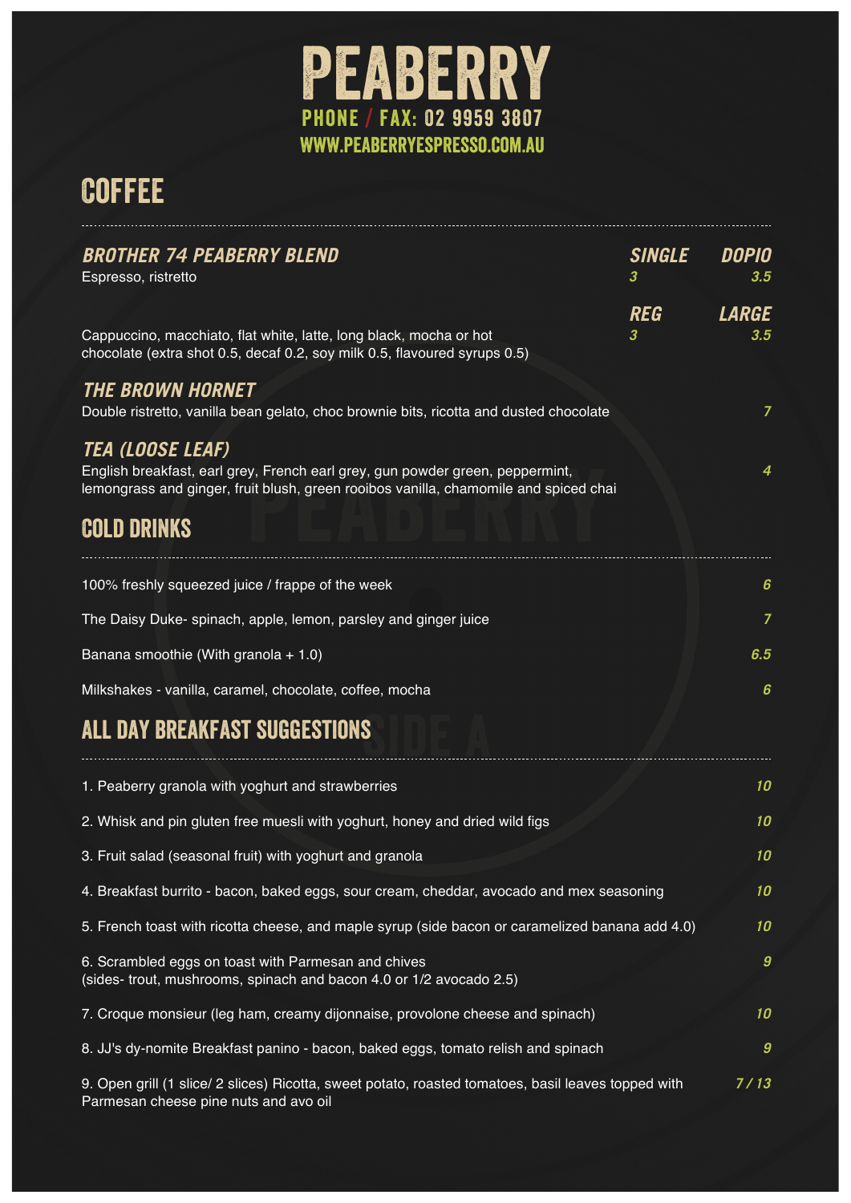// PEABERRY

**PHONE / FAX: 02 9959 3807**
**WWW.PEABERRYESPRESSO.COM.AU**

## COFFEE

| ***BROTHER 74 PEABERRY BLEND*** | ***SINGLE*** | ***DOPIO*** |
|---|---|---|
| Espresso, ristretto | 3 | 3.5 |
| | ***REG*** | ***LARGE*** |
| Cappuccino, macchiato, flat white, latte, long black, mocha or hot chocolate (extra shot 0.5, decaf 0.2, soy milk 0.5, flavoured syrups 0.5) | 3 | 3.5 |

### *THE BROWN HORNET*

Double ristretto, vanilla bean gelato, choc brownie bits, ricotta and dusted chocolate — *7*

### *TEA (LOOSE LEAF)*

English breakfast, earl grey, French earl grey, gun powder green, peppermint, lemongrass and ginger, fruit blush, green rooibos vanilla, chamomile and spiced chai — *4*

## COLD DRINKS

| Item | Price |
|---|---|
| 100% freshly squeezed juice / frappe of the week | 6 |
| The Daisy Duke- spinach, apple, lemon, parsley and ginger juice | 7 |
| Banana smoothie (With granola + 1.0) | 6.5 |
| Milkshakes - vanilla, caramel, chocolate, coffee, mocha | 6 |

## ALL DAY BREAKFAST SUGGESTIONS

| Item | Price |
|---|---|
| 1. Peaberry granola with yoghurt and strawberries | 10 |
| 2. Whisk and pin gluten free muesli with yoghurt, honey and dried wild figs | 10 |
| 3. Fruit salad (seasonal fruit) with yoghurt and granola | 10 |
| 4. Breakfast burrito - bacon, baked eggs, sour cream, cheddar, avocado and mex seasoning | 10 |
| 5. French toast with ricotta cheese, and maple syrup (side bacon or caramelized banana add 4.0) | 10 |
| 6. Scrambled eggs on toast with Parmesan and chives (sides- trout, mushrooms, spinach and bacon 4.0 or 1/2 avocado 2.5) | 9 |
| 7. Croque monsieur (leg ham, creamy dijonnaise, provolone cheese and spinach) | 10 |
| 8. JJ's dy-nomite Breakfast panino - bacon, baked eggs, tomato relish and spinach | 9 |
| 9. Open grill (1 slice/ 2 slices) Ricotta, sweet potato, roasted tomatoes, basil leaves topped with Parmesan cheese pine nuts and avo oil | 7 / 13 |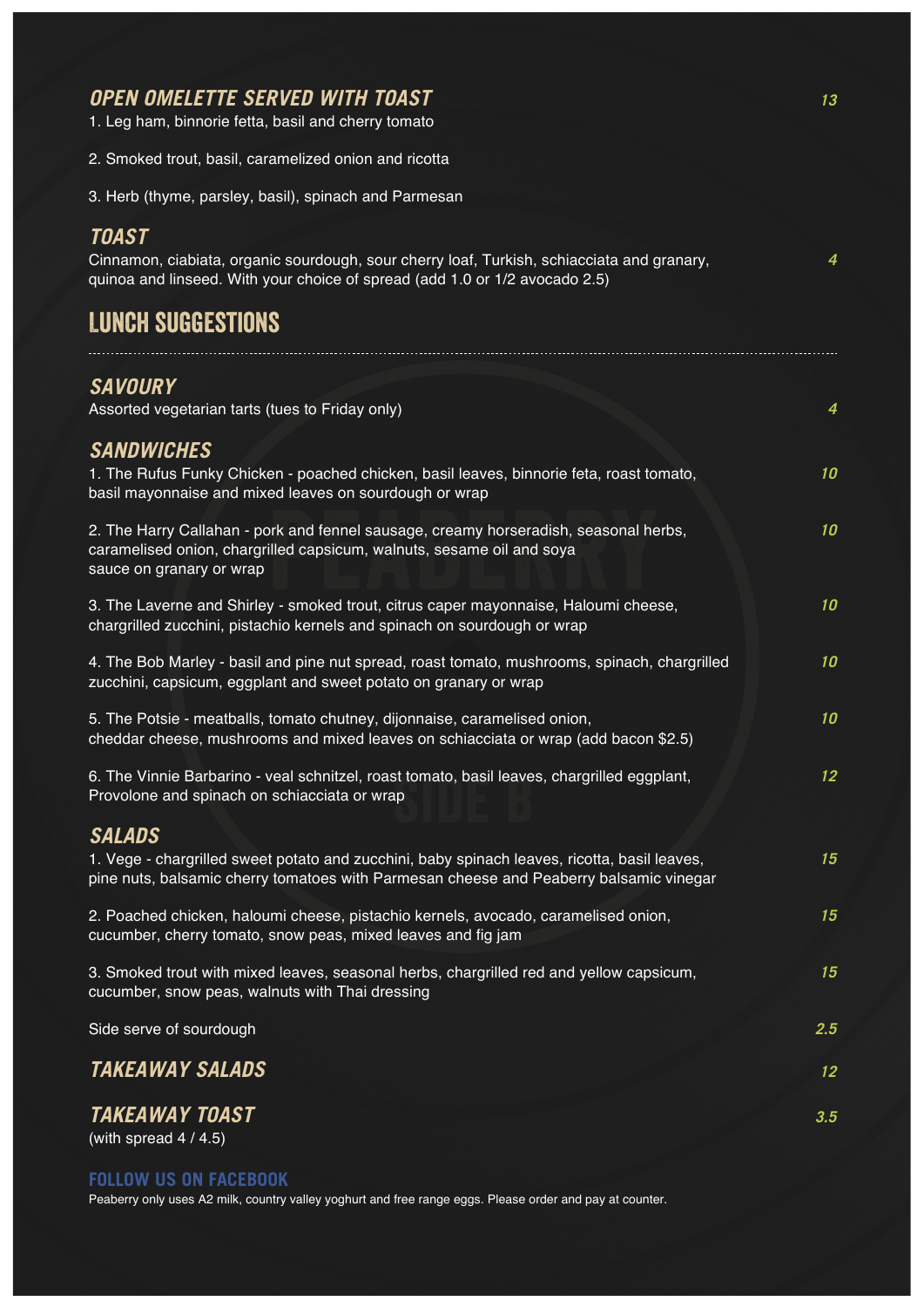### OPEN OMELETTE SERVED WITH TOAST — 13

1. Leg ham, binnorie fetta, basil and cherry tomato

2. Smoked trout, basil, caramelized onion and ricotta

3. Herb (thyme, parsley, basil), spinach and Parmesan

### TOAST — 4

Cinnamon, ciabiata, organic sourdough, sour cherry loaf, Turkish, schiacciata and granary, quinoa and linseed. With your choice of spread (add 1.0 or 1/2 avocado 2.5)

## LUNCH SUGGESTIONS

### SAVOURY

Assorted vegetarian tarts (tues to Friday only) — 4

### SANDWICHES

1. The Rufus Funky Chicken - poached chicken, basil leaves, binnorie feta, roast tomato, basil mayonnaise and mixed leaves on sourdough or wrap — 10

2. The Harry Callahan - pork and fennel sausage, creamy horseradish, seasonal herbs, caramelised onion, chargrilled capsicum, walnuts, sesame oil and soya sauce on granary or wrap — 10

3. The Laverne and Shirley - smoked trout, citrus caper mayonnaise, Haloumi cheese, chargrilled zucchini, pistachio kernels and spinach on sourdough or wrap — 10

4. The Bob Marley - basil and pine nut spread, roast tomato, mushrooms, spinach, chargrilled zucchini, capsicum, eggplant and sweet potato on granary or wrap — 10

5. The Potsie - meatballs, tomato chutney, dijonnaise, caramelised onion, cheddar cheese, mushrooms and mixed leaves on schiacciata or wrap (add bacon $2.5) — 10

6. The Vinnie Barbarino - veal schnitzel, roast tomato, basil leaves, chargrilled eggplant, Provolone and spinach on schiacciata or wrap — 12

### SALADS

1. Vege - chargrilled sweet potato and zucchini, baby spinach leaves, ricotta, basil leaves, pine nuts, balsamic cherry tomatoes with Parmesan cheese and Peaberry balsamic vinegar — 15

2. Poached chicken, haloumi cheese, pistachio kernels, avocado, caramelised onion, cucumber, cherry tomato, snow peas, mixed leaves and fig jam — 15

3. Smoked trout with mixed leaves, seasonal herbs, chargrilled red and yellow capsicum, cucumber, snow peas, walnuts with Thai dressing — 15

Side serve of sourdough — 2.5

### TAKEAWAY SALADS — 12

### TAKEAWAY TOAST — 3.5

(with spread 4 / 4.5)

**FOLLOW US ON FACEBOOK**

Peaberry only uses A2 milk, country valley yoghurt and free range eggs. Please order and pay at counter.